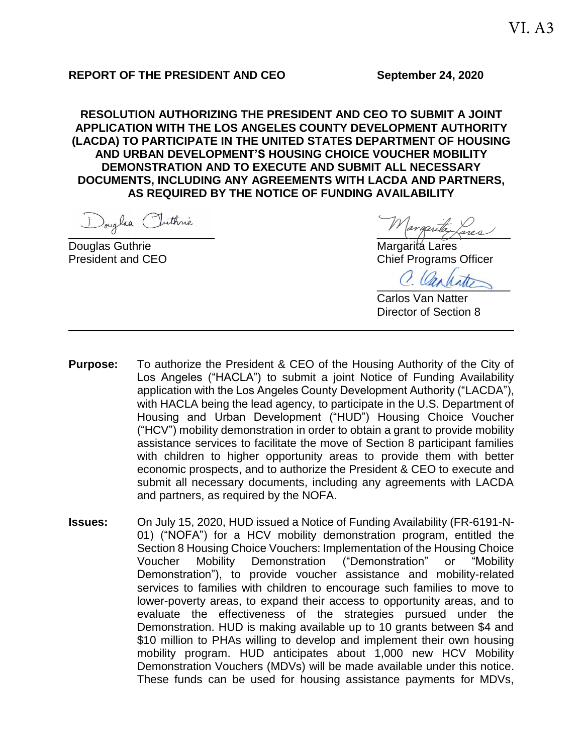VI. A3

**REPORT OF THE PRESIDENT AND CEO** **September 24, 2020**

**RESOLUTION AUTHORIZING THE PRESIDENT AND CEO TO SUBMIT A JOINT APPLICATION WITH THE LOS ANGELES COUNTY DEVELOPMENT AUTHORITY (LACDA) TO PARTICIPATE IN THE UNITED STATES DEPARTMENT OF HOUSING AND URBAN DEVELOPMENT'S HOUSING CHOICE VOUCHER MOBILITY DEMONSTRATION AND TO EXECUTE AND SUBMIT ALL NECESSARY DOCUMENTS, INCLUDING ANY AGREEMENTS WITH LACDA AND PARTNERS, AS REQUIRED BY THE NOTICE OF FUNDING AVAILABILITY**

Douglas Guthrie
President and CEO

Margarita Lares
Chief Programs Officer

Carlos Van Natter
Director of Section 8

---

**Purpose:** To authorize the President & CEO of the Housing Authority of the City of Los Angeles ("HACLA") to submit a joint Notice of Funding Availability application with the Los Angeles County Development Authority ("LACDA"), with HACLA being the lead agency, to participate in the U.S. Department of Housing and Urban Development ("HUD") Housing Choice Voucher ("HCV") mobility demonstration in order to obtain a grant to provide mobility assistance services to facilitate the move of Section 8 participant families with children to higher opportunity areas to provide them with better economic prospects, and to authorize the President & CEO to execute and submit all necessary documents, including any agreements with LACDA and partners, as required by the NOFA.

**Issues:** On July 15, 2020, HUD issued a Notice of Funding Availability (FR-6191-N-01) ("NOFA") for a HCV mobility demonstration program, entitled the Section 8 Housing Choice Vouchers: Implementation of the Housing Choice Voucher Mobility Demonstration ("Demonstration" or "Mobility Demonstration"), to provide voucher assistance and mobility-related services to families with children to encourage such families to move to lower-poverty areas, to expand their access to opportunity areas, and to evaluate the effectiveness of the strategies pursued under the Demonstration. HUD is making available up to 10 grants between $4 and $10 million to PHAs willing to develop and implement their own housing mobility program. HUD anticipates about 1,000 new HCV Mobility Demonstration Vouchers (MDVs) will be made available under this notice. These funds can be used for housing assistance payments for MDVs,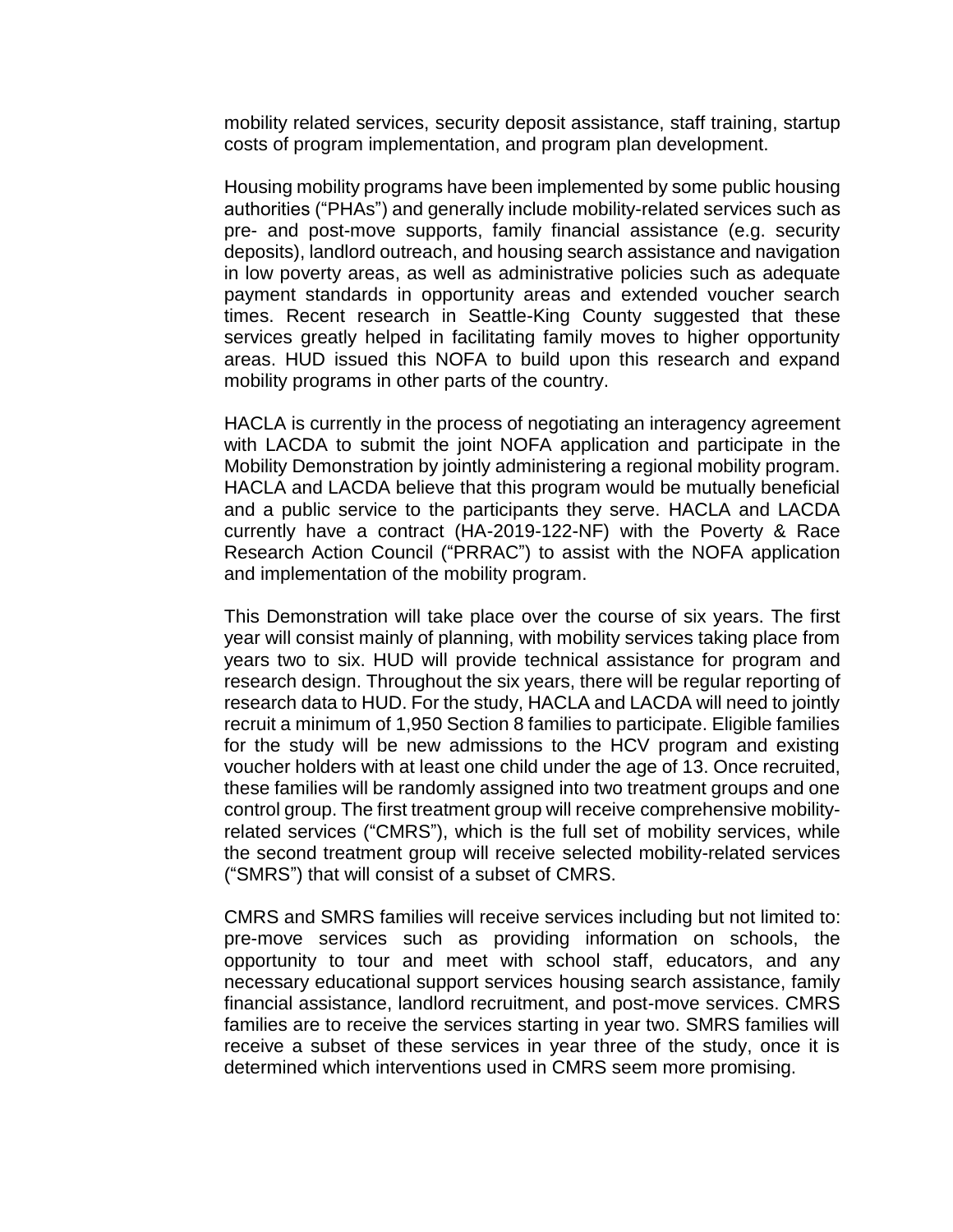mobility related services, security deposit assistance, staff training, startup costs of program implementation, and program plan development.

Housing mobility programs have been implemented by some public housing authorities ("PHAs") and generally include mobility-related services such as pre- and post-move supports, family financial assistance (e.g. security deposits), landlord outreach, and housing search assistance and navigation in low poverty areas, as well as administrative policies such as adequate payment standards in opportunity areas and extended voucher search times. Recent research in Seattle-King County suggested that these services greatly helped in facilitating family moves to higher opportunity areas. HUD issued this NOFA to build upon this research and expand mobility programs in other parts of the country.

HACLA is currently in the process of negotiating an interagency agreement with LACDA to submit the joint NOFA application and participate in the Mobility Demonstration by jointly administering a regional mobility program. HACLA and LACDA believe that this program would be mutually beneficial and a public service to the participants they serve. HACLA and LACDA currently have a contract (HA-2019-122-NF) with the Poverty & Race Research Action Council ("PRRAC") to assist with the NOFA application and implementation of the mobility program.

This Demonstration will take place over the course of six years. The first year will consist mainly of planning, with mobility services taking place from years two to six. HUD will provide technical assistance for program and research design. Throughout the six years, there will be regular reporting of research data to HUD. For the study, HACLA and LACDA will need to jointly recruit a minimum of 1,950 Section 8 families to participate. Eligible families for the study will be new admissions to the HCV program and existing voucher holders with at least one child under the age of 13. Once recruited, these families will be randomly assigned into two treatment groups and one control group. The first treatment group will receive comprehensive mobility-related services ("CMRS"), which is the full set of mobility services, while the second treatment group will receive selected mobility-related services ("SMRS") that will consist of a subset of CMRS.

CMRS and SMRS families will receive services including but not limited to: pre-move services such as providing information on schools, the opportunity to tour and meet with school staff, educators, and any necessary educational support services housing search assistance, family financial assistance, landlord recruitment, and post-move services. CMRS families are to receive the services starting in year two. SMRS families will receive a subset of these services in year three of the study, once it is determined which interventions used in CMRS seem more promising.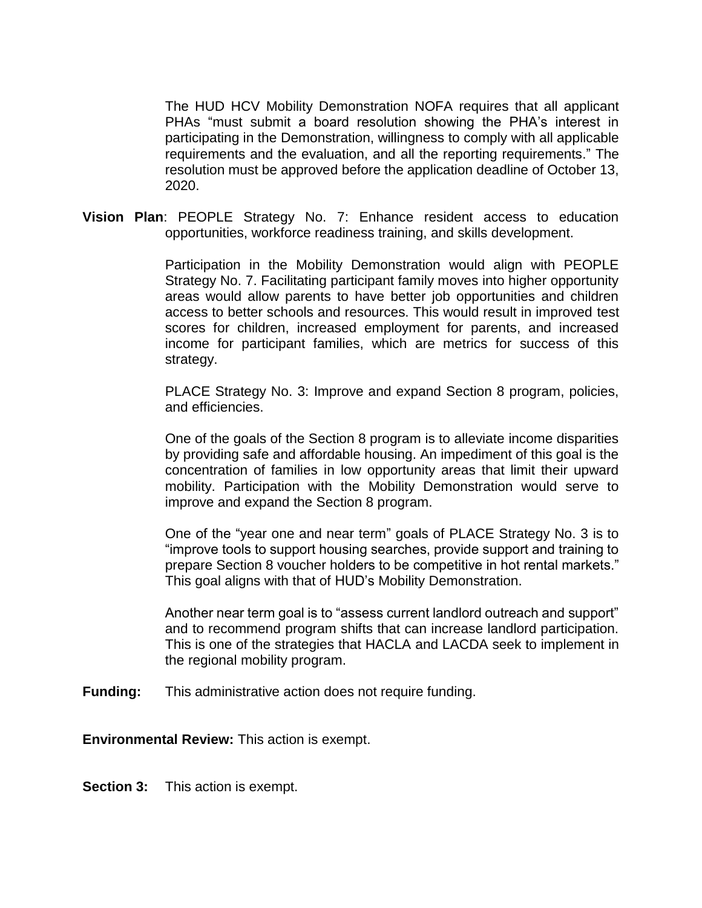The HUD HCV Mobility Demonstration NOFA requires that all applicant PHAs "must submit a board resolution showing the PHA's interest in participating in the Demonstration, willingness to comply with all applicable requirements and the evaluation, and all the reporting requirements." The resolution must be approved before the application deadline of October 13, 2020.

**Vision Plan**: PEOPLE Strategy No. 7: Enhance resident access to education opportunities, workforce readiness training, and skills development.

Participation in the Mobility Demonstration would align with PEOPLE Strategy No. 7. Facilitating participant family moves into higher opportunity areas would allow parents to have better job opportunities and children access to better schools and resources. This would result in improved test scores for children, increased employment for parents, and increased income for participant families, which are metrics for success of this strategy.

PLACE Strategy No. 3: Improve and expand Section 8 program, policies, and efficiencies.

One of the goals of the Section 8 program is to alleviate income disparities by providing safe and affordable housing. An impediment of this goal is the concentration of families in low opportunity areas that limit their upward mobility. Participation with the Mobility Demonstration would serve to improve and expand the Section 8 program.

One of the "year one and near term" goals of PLACE Strategy No. 3 is to "improve tools to support housing searches, provide support and training to prepare Section 8 voucher holders to be competitive in hot rental markets." This goal aligns with that of HUD's Mobility Demonstration.

Another near term goal is to "assess current landlord outreach and support" and to recommend program shifts that can increase landlord participation. This is one of the strategies that HACLA and LACDA seek to implement in the regional mobility program.

**Funding:** This administrative action does not require funding.

**Environmental Review:** This action is exempt.

**Section 3:** This action is exempt.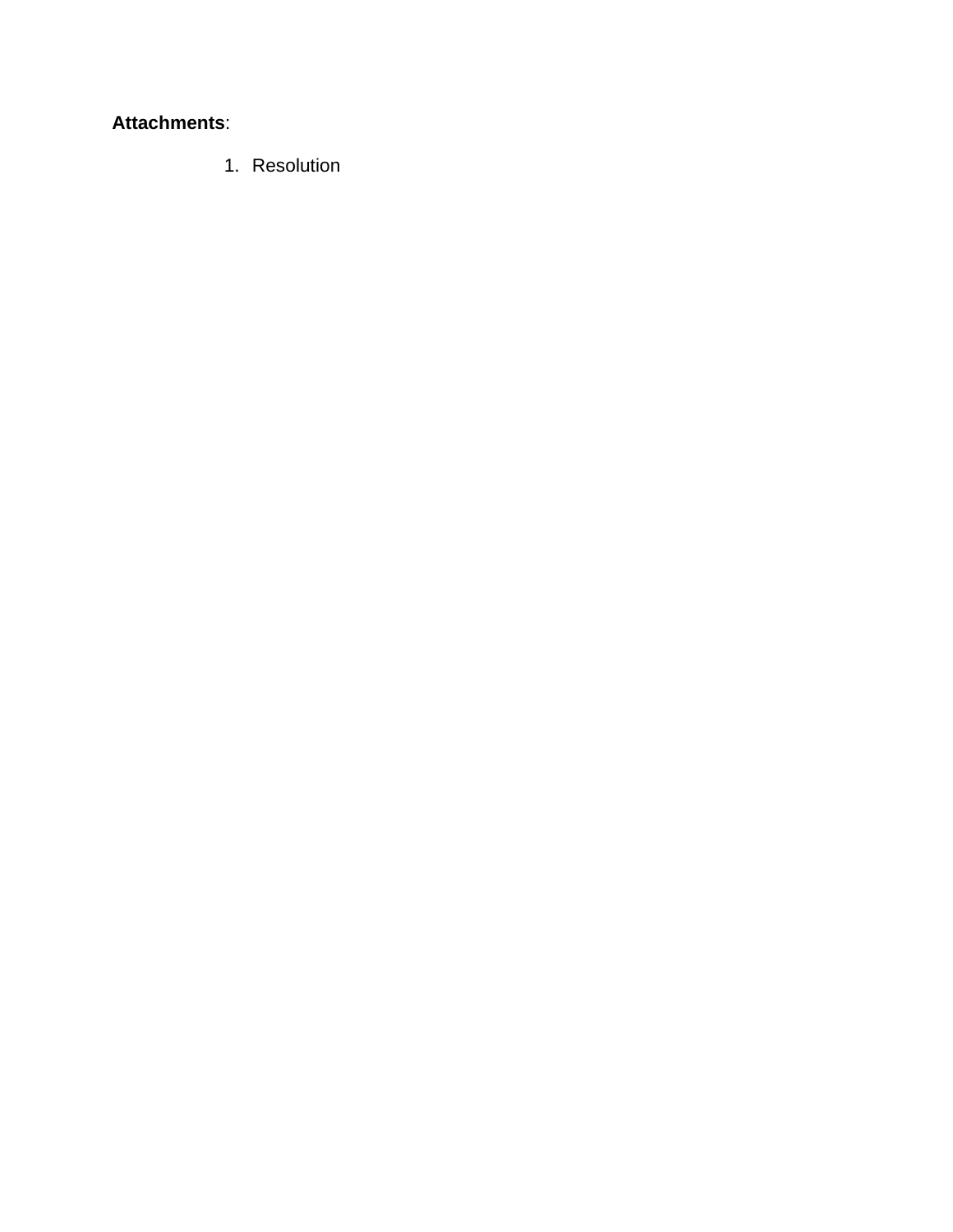**Attachments**:

1. Resolution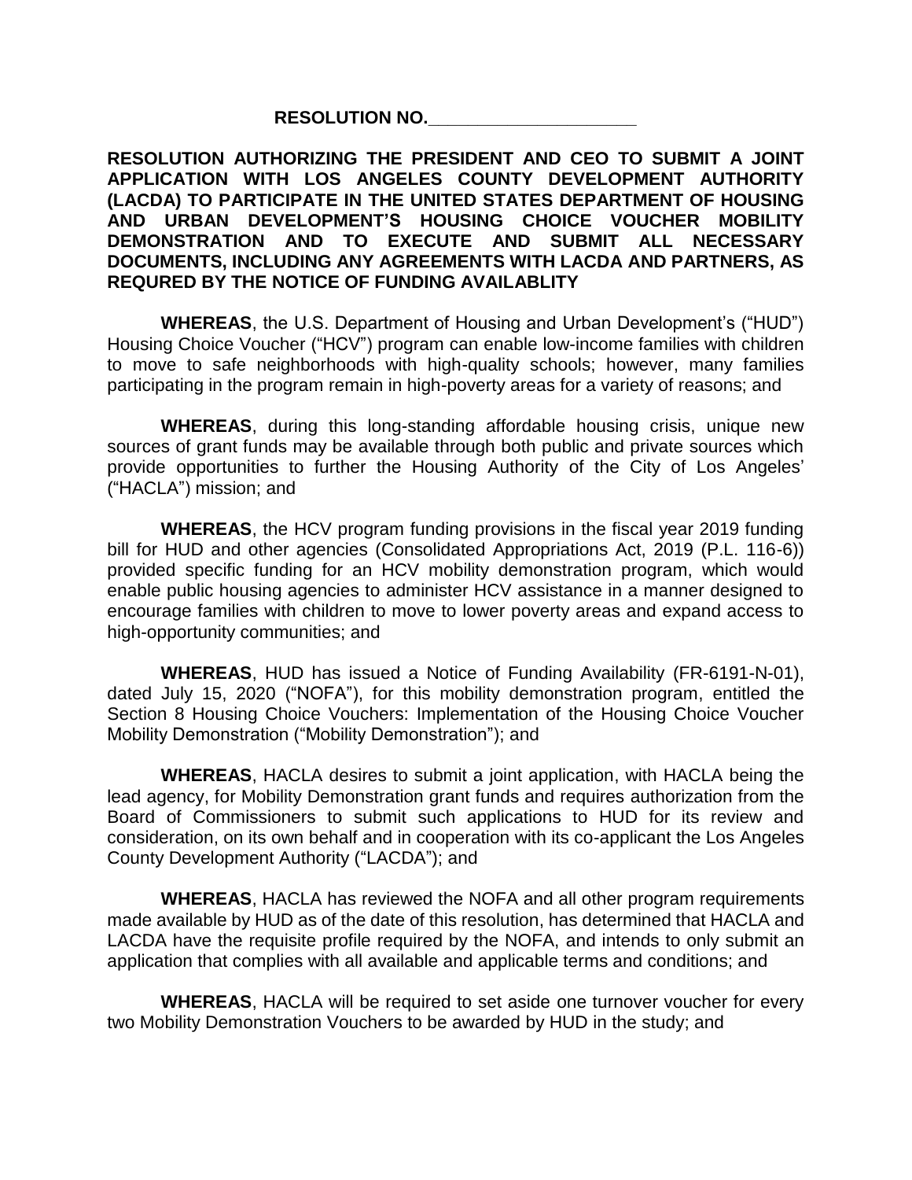**RESOLUTION NO.\_\_\_\_\_\_\_\_\_\_\_\_\_\_\_\_\_\_\_\_\_\_**

**RESOLUTION AUTHORIZING THE PRESIDENT AND CEO TO SUBMIT A JOINT APPLICATION WITH LOS ANGELES COUNTY DEVELOPMENT AUTHORITY (LACDA) TO PARTICIPATE IN THE UNITED STATES DEPARTMENT OF HOUSING AND URBAN DEVELOPMENT'S HOUSING CHOICE VOUCHER MOBILITY DEMONSTRATION AND TO EXECUTE AND SUBMIT ALL NECESSARY DOCUMENTS, INCLUDING ANY AGREEMENTS WITH LACDA AND PARTNERS, AS REQURED BY THE NOTICE OF FUNDING AVAILABLITY**

**WHEREAS**, the U.S. Department of Housing and Urban Development's ("HUD") Housing Choice Voucher ("HCV") program can enable low-income families with children to move to safe neighborhoods with high-quality schools; however, many families participating in the program remain in high-poverty areas for a variety of reasons; and

**WHEREAS**, during this long-standing affordable housing crisis, unique new sources of grant funds may be available through both public and private sources which provide opportunities to further the Housing Authority of the City of Los Angeles' ("HACLA") mission; and

**WHEREAS**, the HCV program funding provisions in the fiscal year 2019 funding bill for HUD and other agencies (Consolidated Appropriations Act, 2019 (P.L. 116-6)) provided specific funding for an HCV mobility demonstration program, which would enable public housing agencies to administer HCV assistance in a manner designed to encourage families with children to move to lower poverty areas and expand access to high-opportunity communities; and

**WHEREAS**, HUD has issued a Notice of Funding Availability (FR-6191-N-01), dated July 15, 2020 ("NOFA"), for this mobility demonstration program, entitled the Section 8 Housing Choice Vouchers: Implementation of the Housing Choice Voucher Mobility Demonstration ("Mobility Demonstration"); and

**WHEREAS**, HACLA desires to submit a joint application, with HACLA being the lead agency, for Mobility Demonstration grant funds and requires authorization from the Board of Commissioners to submit such applications to HUD for its review and consideration, on its own behalf and in cooperation with its co-applicant the Los Angeles County Development Authority ("LACDA"); and

**WHEREAS**, HACLA has reviewed the NOFA and all other program requirements made available by HUD as of the date of this resolution, has determined that HACLA and LACDA have the requisite profile required by the NOFA, and intends to only submit an application that complies with all available and applicable terms and conditions; and

**WHEREAS**, HACLA will be required to set aside one turnover voucher for every two Mobility Demonstration Vouchers to be awarded by HUD in the study; and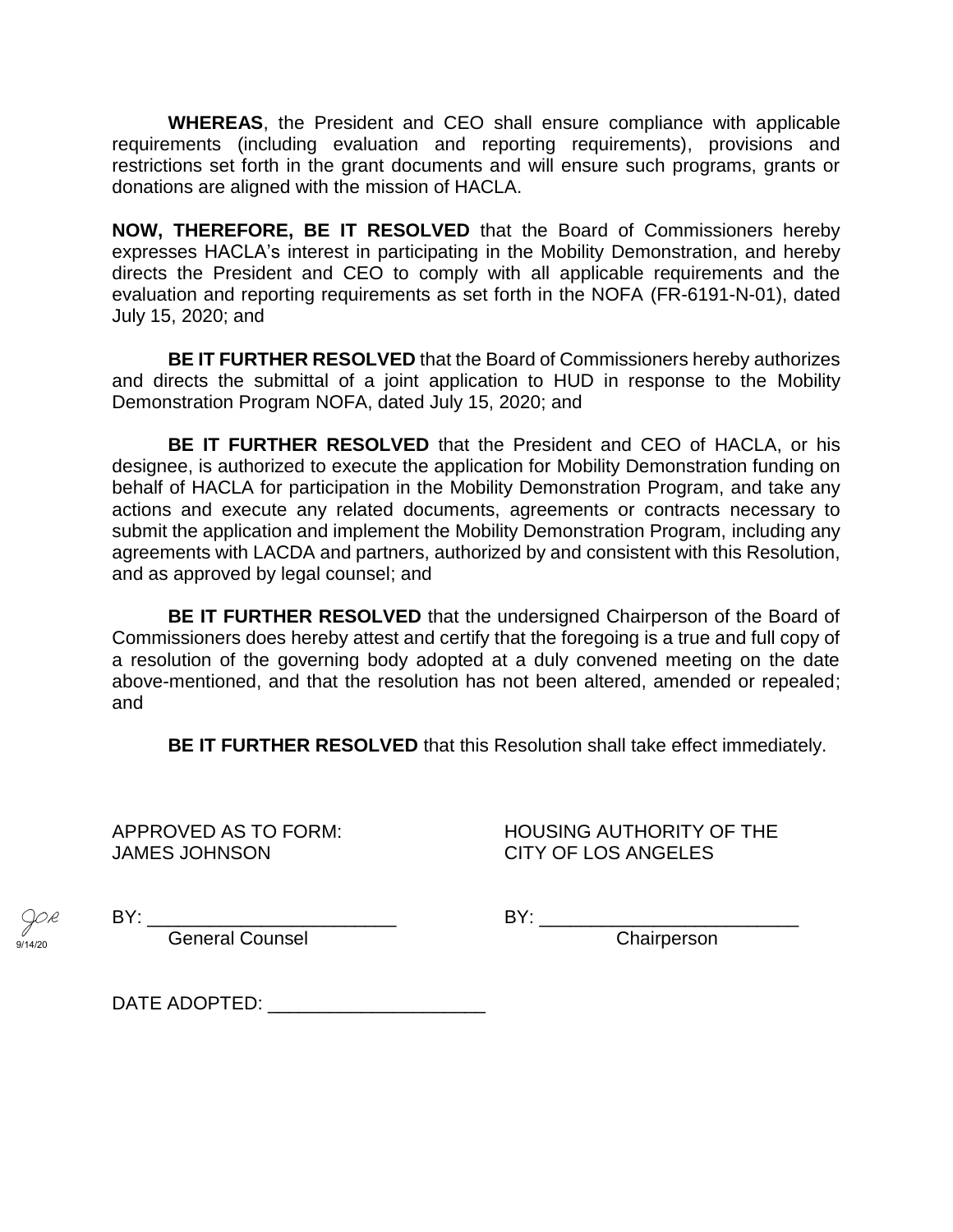**WHEREAS**, the President and CEO shall ensure compliance with applicable requirements (including evaluation and reporting requirements), provisions and restrictions set forth in the grant documents and will ensure such programs, grants or donations are aligned with the mission of HACLA.

**NOW, THEREFORE, BE IT RESOLVED** that the Board of Commissioners hereby expresses HACLA's interest in participating in the Mobility Demonstration, and hereby directs the President and CEO to comply with all applicable requirements and the evaluation and reporting requirements as set forth in the NOFA (FR-6191-N-01), dated July 15, 2020; and

**BE IT FURTHER RESOLVED** that the Board of Commissioners hereby authorizes and directs the submittal of a joint application to HUD in response to the Mobility Demonstration Program NOFA, dated July 15, 2020; and

**BE IT FURTHER RESOLVED** that the President and CEO of HACLA, or his designee, is authorized to execute the application for Mobility Demonstration funding on behalf of HACLA for participation in the Mobility Demonstration Program, and take any actions and execute any related documents, agreements or contracts necessary to submit the application and implement the Mobility Demonstration Program, including any agreements with LACDA and partners, authorized by and consistent with this Resolution, and as approved by legal counsel; and

**BE IT FURTHER RESOLVED** that the undersigned Chairperson of the Board of Commissioners does hereby attest and certify that the foregoing is a true and full copy of a resolution of the governing body adopted at a duly convened meeting on the date above-mentioned, and that the resolution has not been altered, amended or repealed; and

**BE IT FURTHER RESOLVED** that this Resolution shall take effect immediately.

APPROVED AS TO FORM:
JAMES JOHNSON

HOUSING AUTHORITY OF THE
CITY OF LOS ANGELES

JOR
9/14/20

BY: ________________________
General Counsel

BY: ________________________
Chairperson

DATE ADOPTED: ____________________